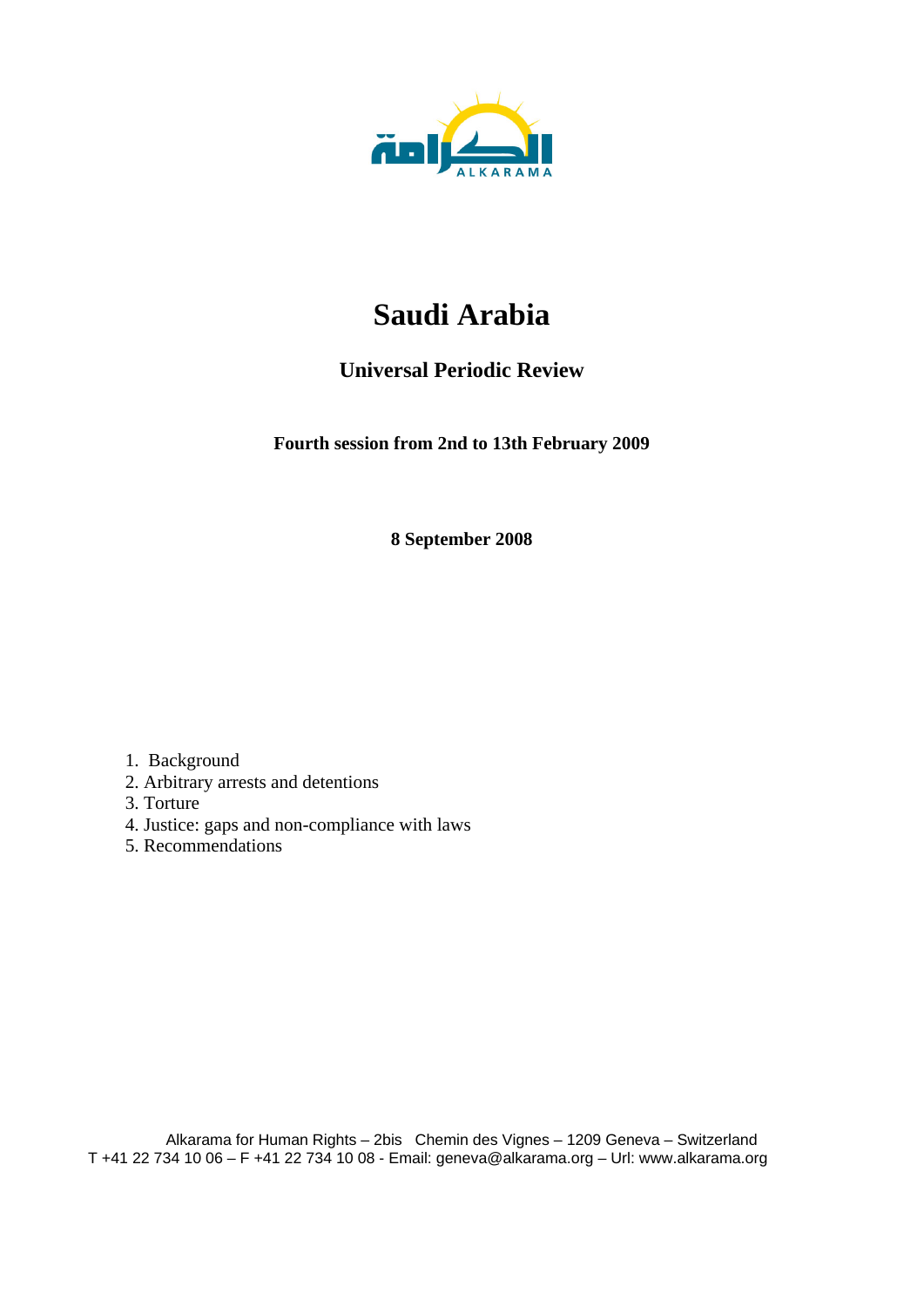# Saudi Arabia

## Universal Periodic Review

**Fourth session from 2nd to 13th February 2009**

**8 September 2008**

1. Background
2. Arbitrary arrests and detentions
3. Torture
4. Justice: gaps and non-compliance with laws
5. Recommendations

Alkarama for Human Rights – 2bis Chemin des Vignes – 1209 Geneva – Switzerland
T +41 22 734 10 06 – F +41 22 734 10 08 - Email: geneva@alkarama.org – Url: www.alkarama.org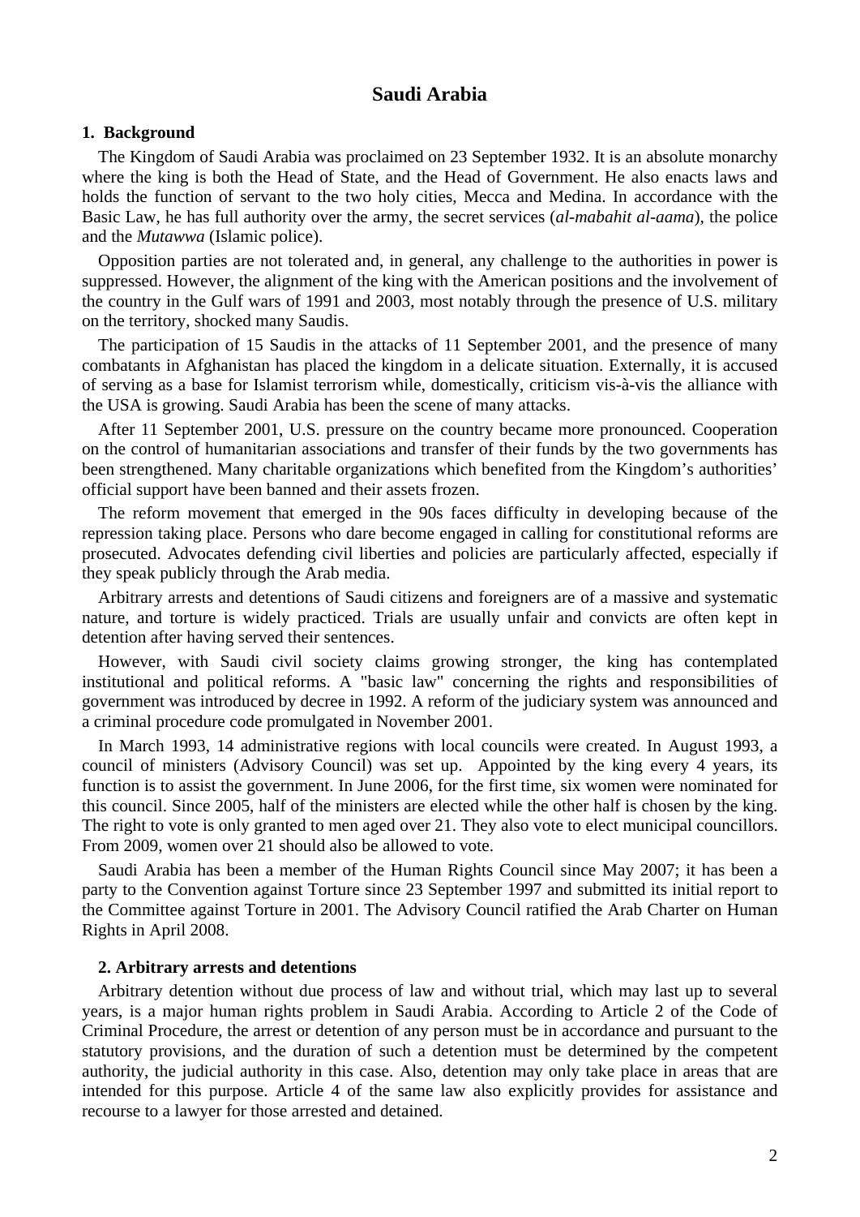# Saudi Arabia

## 1. Background

The Kingdom of Saudi Arabia was proclaimed on 23 September 1932. It is an absolute monarchy where the king is both the Head of State, and the Head of Government. He also enacts laws and holds the function of servant to the two holy cities, Mecca and Medina. In accordance with the Basic Law, he has full authority over the army, the secret services (*al-mabahit al-aama*), the police and the *Mutawwa* (Islamic police).

Opposition parties are not tolerated and, in general, any challenge to the authorities in power is suppressed. However, the alignment of the king with the American positions and the involvement of the country in the Gulf wars of 1991 and 2003, most notably through the presence of U.S. military on the territory, shocked many Saudis.

The participation of 15 Saudis in the attacks of 11 September 2001, and the presence of many combatants in Afghanistan has placed the kingdom in a delicate situation. Externally, it is accused of serving as a base for Islamist terrorism while, domestically, criticism vis-à-vis the alliance with the USA is growing. Saudi Arabia has been the scene of many attacks.

After 11 September 2001, U.S. pressure on the country became more pronounced. Cooperation on the control of humanitarian associations and transfer of their funds by the two governments has been strengthened. Many charitable organizations which benefited from the Kingdom's authorities' official support have been banned and their assets frozen.

The reform movement that emerged in the 90s faces difficulty in developing because of the repression taking place. Persons who dare become engaged in calling for constitutional reforms are prosecuted. Advocates defending civil liberties and policies are particularly affected, especially if they speak publicly through the Arab media.

Arbitrary arrests and detentions of Saudi citizens and foreigners are of a massive and systematic nature, and torture is widely practiced. Trials are usually unfair and convicts are often kept in detention after having served their sentences.

However, with Saudi civil society claims growing stronger, the king has contemplated institutional and political reforms. A "basic law" concerning the rights and responsibilities of government was introduced by decree in 1992. A reform of the judiciary system was announced and a criminal procedure code promulgated in November 2001.

In March 1993, 14 administrative regions with local councils were created. In August 1993, a council of ministers (Advisory Council) was set up. Appointed by the king every 4 years, its function is to assist the government. In June 2006, for the first time, six women were nominated for this council. Since 2005, half of the ministers are elected while the other half is chosen by the king. The right to vote is only granted to men aged over 21. They also vote to elect municipal councillors. From 2009, women over 21 should also be allowed to vote.

Saudi Arabia has been a member of the Human Rights Council since May 2007; it has been a party to the Convention against Torture since 23 September 1997 and submitted its initial report to the Committee against Torture in 2001. The Advisory Council ratified the Arab Charter on Human Rights in April 2008.

## 2. Arbitrary arrests and detentions

Arbitrary detention without due process of law and without trial, which may last up to several years, is a major human rights problem in Saudi Arabia. According to Article 2 of the Code of Criminal Procedure, the arrest or detention of any person must be in accordance and pursuant to the statutory provisions, and the duration of such a detention must be determined by the competent authority, the judicial authority in this case. Also, detention may only take place in areas that are intended for this purpose. Article 4 of the same law also explicitly provides for assistance and recourse to a lawyer for those arrested and detained.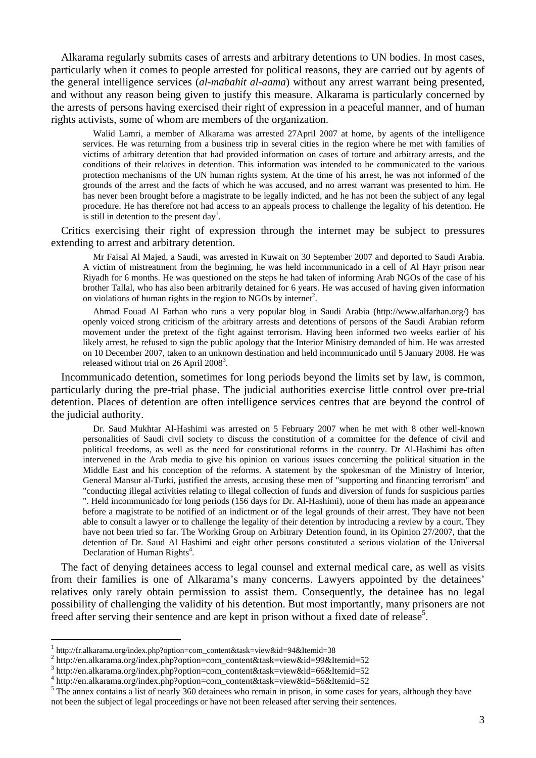Alkarama regularly submits cases of arrests and arbitrary detentions to UN bodies. In most cases, particularly when it comes to people arrested for political reasons, they are carried out by agents of the general intelligence services (*al-mabahit al-aama*) without any arrest warrant being presented, and without any reason being given to justify this measure. Alkarama is particularly concerned by the arrests of persons having exercised their right of expression in a peaceful manner, and of human rights activists, some of whom are members of the organization.

> Walid Lamri, a member of Alkarama was arrested 27April 2007 at home, by agents of the intelligence services. He was returning from a business trip in several cities in the region where he met with families of victims of arbitrary detention that had provided information on cases of torture and arbitrary arrests, and the conditions of their relatives in detention. This information was intended to be communicated to the various protection mechanisms of the UN human rights system. At the time of his arrest, he was not informed of the grounds of the arrest and the facts of which he was accused, and no arrest warrant was presented to him. He has never been brought before a magistrate to be legally indicted, and he has not been the subject of any legal procedure. He has therefore not had access to an appeals process to challenge the legality of his detention. He is still in detention to the present day[1].

Critics exercising their right of expression through the internet may be subject to pressures extending to arrest and arbitrary detention.

> Mr Faisal Al Majed, a Saudi, was arrested in Kuwait on 30 September 2007 and deported to Saudi Arabia. A victim of mistreatment from the beginning, he was held incommunicado in a cell of Al Hayr prison near Riyadh for 6 months. He was questioned on the steps he had taken of informing Arab NGOs of the case of his brother Tallal, who has also been arbitrarily detained for 6 years. He was accused of having given information on violations of human rights in the region to NGOs by internet[2].

> Ahmad Fouad Al Farhan who runs a very popular blog in Saudi Arabia (http://www.alfarhan.org/) has openly voiced strong criticism of the arbitrary arrests and detentions of persons of the Saudi Arabian reform movement under the pretext of the fight against terrorism. Having been informed two weeks earlier of his likely arrest, he refused to sign the public apology that the Interior Ministry demanded of him. He was arrested on 10 December 2007, taken to an unknown destination and held incommunicado until 5 January 2008. He was released without trial on 26 April 2008[3].

Incommunicado detention, sometimes for long periods beyond the limits set by law, is common, particularly during the pre-trial phase. The judicial authorities exercise little control over pre-trial detention. Places of detention are often intelligence services centres that are beyond the control of the judicial authority.

> Dr. Saud Mukhtar Al-Hashimi was arrested on 5 February 2007 when he met with 8 other well-known personalities of Saudi civil society to discuss the constitution of a committee for the defence of civil and political freedoms, as well as the need for constitutional reforms in the country. Dr Al-Hashimi has often intervened in the Arab media to give his opinion on various issues concerning the political situation in the Middle East and his conception of the reforms. A statement by the spokesman of the Ministry of Interior, General Mansur al-Turki, justified the arrests, accusing these men of "supporting and financing terrorism" and "conducting illegal activities relating to illegal collection of funds and diversion of funds for suspicious parties ". Held incommunicado for long periods (156 days for Dr. Al-Hashimi), none of them has made an appearance before a magistrate to be notified of an indictment or of the legal grounds of their arrest. They have not been able to consult a lawyer or to challenge the legality of their detention by introducing a review by a court. They have not been tried so far. The Working Group on Arbitrary Detention found, in its Opinion 27/2007, that the detention of Dr. Saud Al Hashimi and eight other persons constituted a serious violation of the Universal Declaration of Human Rights[4].

The fact of denying detainees access to legal counsel and external medical care, as well as visits from their families is one of Alkarama's many concerns. Lawyers appointed by the detainees' relatives only rarely obtain permission to assist them. Consequently, the detainee has no legal possibility of challenging the validity of his detention. But most importantly, many prisoners are not freed after serving their sentence and are kept in prison without a fixed date of release[5].

---

[1] http://fr.alkarama.org/index.php?option=com_content&task=view&id=94&Itemid=38

[2] http://en.alkarama.org/index.php?option=com_content&task=view&id=99&Itemid=52

[3] http://en.alkarama.org/index.php?option=com_content&task=view&id=66&Itemid=52

[4] http://en.alkarama.org/index.php?option=com_content&task=view&id=56&Itemid=52

[5] The annex contains a list of nearly 360 detainees who remain in prison, in some cases for years, although they have not been the subject of legal proceedings or have not been released after serving their sentences.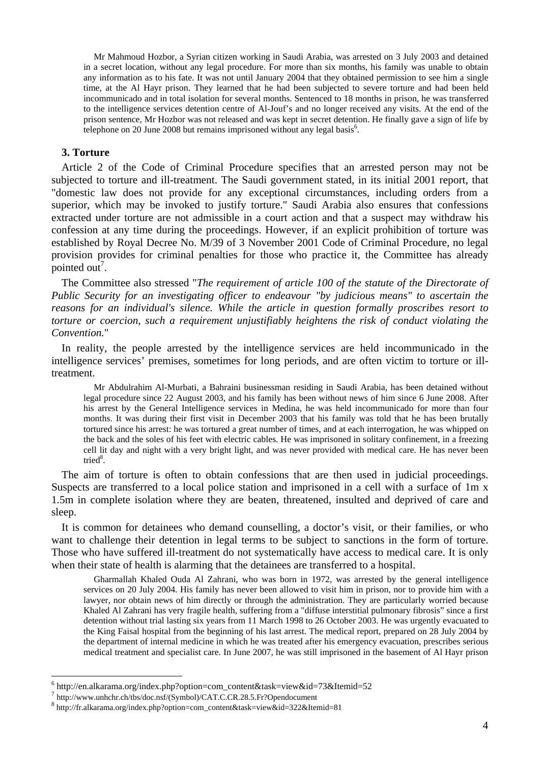Mr Mahmoud Hozbor, a Syrian citizen working in Saudi Arabia, was arrested on 3 July 2003 and detained in a secret location, without any legal procedure. For more than six months, his family was unable to obtain any information as to his fate. It was not until January 2004 that they obtained permission to see him a single time, at the Al Hayr prison. They learned that he had been subjected to severe torture and had been held incommunicado and in total isolation for several months. Sentenced to 18 months in prison, he was transferred to the intelligence services detention centre of Al-Jouf's and no longer received any visits. At the end of the prison sentence, Mr Hozbor was not released and was kept in secret detention. He finally gave a sign of life by telephone on 20 June 2008 but remains imprisoned without any legal basis[6].

### 3. Torture

Article 2 of the Code of Criminal Procedure specifies that an arrested person may not be subjected to torture and ill-treatment. The Saudi government stated, in its initial 2001 report, that "domestic law does not provide for any exceptional circumstances, including orders from a superior, which may be invoked to justify torture." Saudi Arabia also ensures that confessions extracted under torture are not admissible in a court action and that a suspect may withdraw his confession at any time during the proceedings. However, if an explicit prohibition of torture was established by Royal Decree No. M/39 of 3 November 2001 Code of Criminal Procedure, no legal provision provides for criminal penalties for those who practice it, the Committee has already pointed out[7].

The Committee also stressed "*The requirement of article 100 of the statute of the Directorate of Public Security for an investigating officer to endeavour "by judicious means" to ascertain the reasons for an individual's silence. While the article in question formally proscribes resort to torture or coercion, such a requirement unjustifiably heightens the risk of conduct violating the Convention.*"

In reality, the people arrested by the intelligence services are held incommunicado in the intelligence services' premises, sometimes for long periods, and are often victim to torture or ill-treatment.

Mr Abdulrahim Al-Murbati, a Bahraini businessman residing in Saudi Arabia, has been detained without legal procedure since 22 August 2003, and his family has been without news of him since 6 June 2008. After his arrest by the General Intelligence services in Medina, he was held incommunicado for more than four months. It was during their first visit in December 2003 that his family was told that he has been brutally tortured since his arrest: he was tortured a great number of times, and at each interrogation, he was whipped on the back and the soles of his feet with electric cables. He was imprisoned in solitary confinement, in a freezing cell lit day and night with a very bright light, and was never provided with medical care. He has never been tried[8].

The aim of torture is often to obtain confessions that are then used in judicial proceedings. Suspects are transferred to a local police station and imprisoned in a cell with a surface of 1m x 1.5m in complete isolation where they are beaten, threatened, insulted and deprived of care and sleep.

It is common for detainees who demand counselling, a doctor's visit, or their families, or who want to challenge their detention in legal terms to be subject to sanctions in the form of torture. Those who have suffered ill-treatment do not systematically have access to medical care. It is only when their state of health is alarming that the detainees are transferred to a hospital.

Gharmallah Khaled Ouda Al Zahrani, who was born in 1972, was arrested by the general intelligence services on 20 July 2004. His family has never been allowed to visit him in prison, nor to provide him with a lawyer, nor obtain news of him directly or through the administration. They are particularly worried because Khaled Al Zahrani has very fragile health, suffering from a "diffuse interstitial pulmonary fibrosis" since a first detention without trial lasting six years from 11 March 1998 to 26 October 2003. He was urgently evacuated to the King Faisal hospital from the beginning of his last arrest. The medical report, prepared on 28 July 2004 by the department of internal medicine in which he was treated after his emergency evacuation, prescribes serious medical treatment and specialist care. In June 2007, he was still imprisoned in the basement of Al Hayr prison

---

[6] http://en.alkarama.org/index.php?option=com_content&task=view&id=73&Itemid=52

[7] http://www.unhchr.ch/tbs/doc.nsf/(Symbol)/CAT.C.CR.28.5.Fr?Opendocument

[8] http://fr.alkarama.org/index.php?option=com_content&task=view&id=322&Itemid=81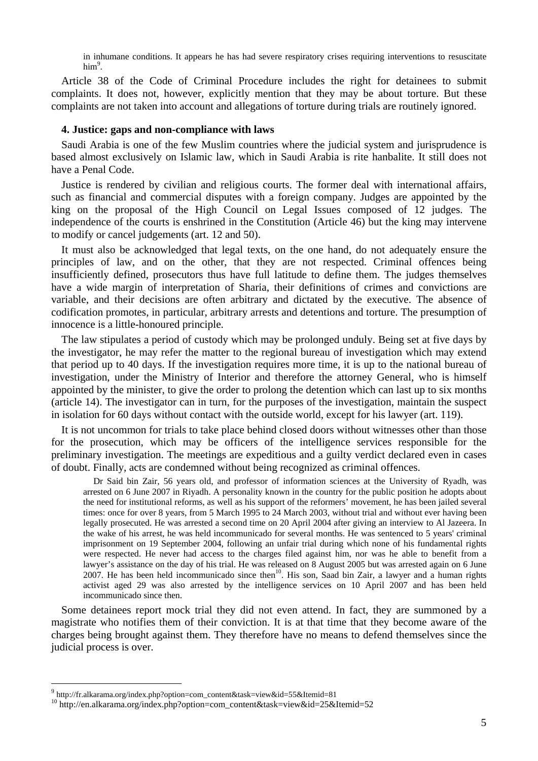in inhumane conditions. It appears he has had severe respiratory crises requiring interventions to resuscitate him[9].

Article 38 of the Code of Criminal Procedure includes the right for detainees to submit complaints. It does not, however, explicitly mention that they may be about torture. But these complaints are not taken into account and allegations of torture during trials are routinely ignored.

### 4. Justice: gaps and non-compliance with laws

Saudi Arabia is one of the few Muslim countries where the judicial system and jurisprudence is based almost exclusively on Islamic law, which in Saudi Arabia is rite hanbalite. It still does not have a Penal Code.

Justice is rendered by civilian and religious courts. The former deal with international affairs, such as financial and commercial disputes with a foreign company. Judges are appointed by the king on the proposal of the High Council on Legal Issues composed of 12 judges. The independence of the courts is enshrined in the Constitution (Article 46) but the king may intervene to modify or cancel judgements (art. 12 and 50).

It must also be acknowledged that legal texts, on the one hand, do not adequately ensure the principles of law, and on the other, that they are not respected. Criminal offences being insufficiently defined, prosecutors thus have full latitude to define them. The judges themselves have a wide margin of interpretation of Sharia, their definitions of crimes and convictions are variable, and their decisions are often arbitrary and dictated by the executive. The absence of codification promotes, in particular, arbitrary arrests and detentions and torture. The presumption of innocence is a little-honoured principle.

The law stipulates a period of custody which may be prolonged unduly. Being set at five days by the investigator, he may refer the matter to the regional bureau of investigation which may extend that period up to 40 days. If the investigation requires more time, it is up to the national bureau of investigation, under the Ministry of Interior and therefore the attorney General, who is himself appointed by the minister, to give the order to prolong the detention which can last up to six months (article 14). The investigator can in turn, for the purposes of the investigation, maintain the suspect in isolation for 60 days without contact with the outside world, except for his lawyer (art. 119).

It is not uncommon for trials to take place behind closed doors without witnesses other than those for the prosecution, which may be officers of the intelligence services responsible for the preliminary investigation. The meetings are expeditious and a guilty verdict declared even in cases of doubt. Finally, acts are condemned without being recognized as criminal offences.

> Dr Said bin Zair, 56 years old, and professor of information sciences at the University of Ryadh, was arrested on 6 June 2007 in Riyadh. A personality known in the country for the public position he adopts about the need for institutional reforms, as well as his support of the reformers' movement, he has been jailed several times: once for over 8 years, from 5 March 1995 to 24 March 2003, without trial and without ever having been legally prosecuted. He was arrested a second time on 20 April 2004 after giving an interview to Al Jazeera. In the wake of his arrest, he was held incommunicado for several months. He was sentenced to 5 years' criminal imprisonment on 19 September 2004, following an unfair trial during which none of his fundamental rights were respected. He never had access to the charges filed against him, nor was he able to benefit from a lawyer's assistance on the day of his trial. He was released on 8 August 2005 but was arrested again on 6 June 2007. He has been held incommunicado since then[10]. His son, Saad bin Zair, a lawyer and a human rights activist aged 29 was also arrested by the intelligence services on 10 April 2007 and has been held incommunicado since then.

Some detainees report mock trial they did not even attend. In fact, they are summoned by a magistrate who notifies them of their conviction. It is at that time that they become aware of the charges being brought against them. They therefore have no means to defend themselves since the judicial process is over.

---

[9] http://fr.alkarama.org/index.php?option=com_content&task=view&id=55&Itemid=81

[10] http://en.alkarama.org/index.php?option=com_content&task=view&id=25&Itemid=52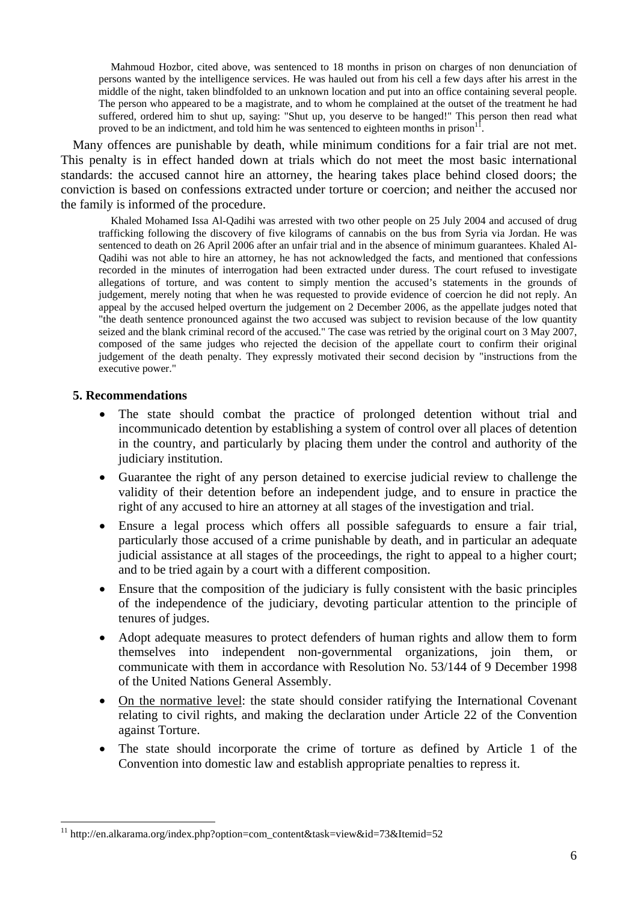Mahmoud Hozbor, cited above, was sentenced to 18 months in prison on charges of non denunciation of persons wanted by the intelligence services. He was hauled out from his cell a few days after his arrest in the middle of the night, taken blindfolded to an unknown location and put into an office containing several people. The person who appeared to be a magistrate, and to whom he complained at the outset of the treatment he had suffered, ordered him to shut up, saying: "Shut up, you deserve to be hanged!" This person then read what proved to be an indictment, and told him he was sentenced to eighteen months in prison[11].

Many offences are punishable by death, while minimum conditions for a fair trial are not met. This penalty is in effect handed down at trials which do not meet the most basic international standards: the accused cannot hire an attorney, the hearing takes place behind closed doors; the conviction is based on confessions extracted under torture or coercion; and neither the accused nor the family is informed of the procedure.

Khaled Mohamed Issa Al-Qadihi was arrested with two other people on 25 July 2004 and accused of drug trafficking following the discovery of five kilograms of cannabis on the bus from Syria via Jordan. He was sentenced to death on 26 April 2006 after an unfair trial and in the absence of minimum guarantees. Khaled Al-Qadihi was not able to hire an attorney, he has not acknowledged the facts, and mentioned that confessions recorded in the minutes of interrogation had been extracted under duress. The court refused to investigate allegations of torture, and was content to simply mention the accused's statements in the grounds of judgement, merely noting that when he was requested to provide evidence of coercion he did not reply. An appeal by the accused helped overturn the judgement on 2 December 2006, as the appellate judges noted that "the death sentence pronounced against the two accused was subject to revision because of the low quantity seized and the blank criminal record of the accused." The case was retried by the original court on 3 May 2007, composed of the same judges who rejected the decision of the appellate court to confirm their original judgement of the death penalty. They expressly motivated their second decision by "instructions from the executive power."

## 5. Recommendations

- The state should combat the practice of prolonged detention without trial and incommunicado detention by establishing a system of control over all places of detention in the country, and particularly by placing them under the control and authority of the judiciary institution.
- Guarantee the right of any person detained to exercise judicial review to challenge the validity of their detention before an independent judge, and to ensure in practice the right of any accused to hire an attorney at all stages of the investigation and trial.
- Ensure a legal process which offers all possible safeguards to ensure a fair trial, particularly those accused of a crime punishable by death, and in particular an adequate judicial assistance at all stages of the proceedings, the right to appeal to a higher court; and to be tried again by a court with a different composition.
- Ensure that the composition of the judiciary is fully consistent with the basic principles of the independence of the judiciary, devoting particular attention to the principle of tenures of judges.
- Adopt adequate measures to protect defenders of human rights and allow them to form themselves into independent non-governmental organizations, join them, or communicate with them in accordance with Resolution No. 53/144 of 9 December 1998 of the United Nations General Assembly.
- On the normative level: the state should consider ratifying the International Covenant relating to civil rights, and making the declaration under Article 22 of the Convention against Torture.
- The state should incorporate the crime of torture as defined by Article 1 of the Convention into domestic law and establish appropriate penalties to repress it.

[11] http://en.alkarama.org/index.php?option=com_content&task=view&id=73&Itemid=52